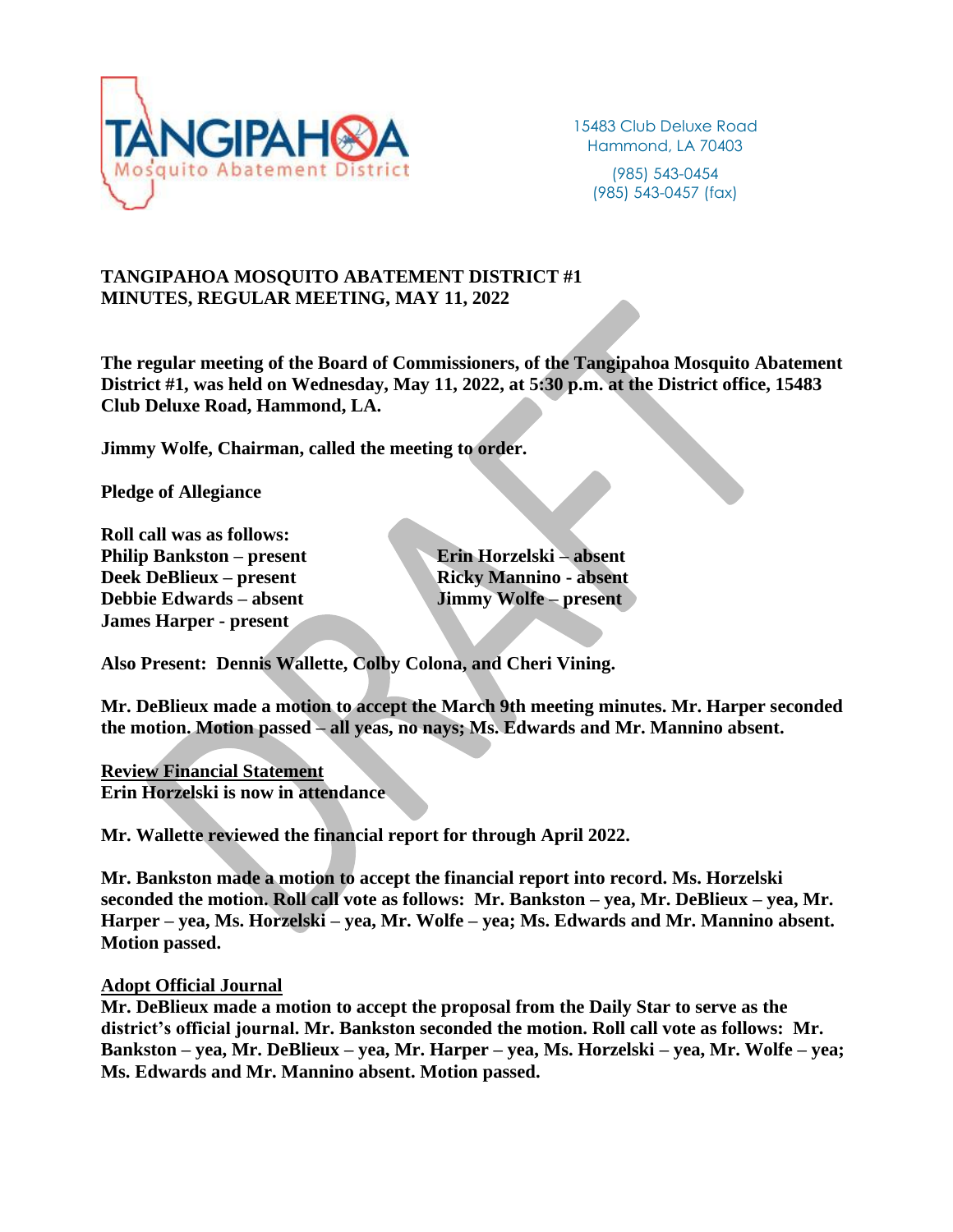TANGIPAHOA Mosquito Abatement District

15483 Club Deluxe Road
Hammond, LA 70403

(985) 543-0454
(985) 543-0457 (fax)

**TANGIPAHOA MOSQUITO ABATEMENT DISTRICT #1**
**MINUTES, REGULAR MEETING, MAY 11, 2022**

**The regular meeting of the Board of Commissioners, of the Tangipahoa Mosquito Abatement District #1, was held on Wednesday, May 11, 2022, at 5:30 p.m. at the District office, 15483 Club Deluxe Road, Hammond, LA.**

**Jimmy Wolfe, Chairman, called the meeting to order.**

**Pledge of Allegiance**

**Roll call was as follows:**
**Philip Bankston – present**
**Deek DeBlieux – present**
**Debbie Edwards – absent**
**James Harper - present**
**Erin Horzelski – absent**
**Ricky Mannino - absent**
**Jimmy Wolfe – present**

**Also Present: Dennis Wallette, Colby Colona, and Cheri Vining.**

**Mr. DeBlieux made a motion to accept the March 9th meeting minutes. Mr. Harper seconded the motion. Motion passed – all yeas, no nays; Ms. Edwards and Mr. Mannino absent.**

**<u>Review Financial Statement</u>**
**Erin Horzelski is now in attendance**

**Mr. Wallette reviewed the financial report for through April 2022.**

**Mr. Bankston made a motion to accept the financial report into record. Ms. Horzelski seconded the motion. Roll call vote as follows: Mr. Bankston – yea, Mr. DeBlieux – yea, Mr. Harper – yea, Ms. Horzelski – yea, Mr. Wolfe – yea; Ms. Edwards and Mr. Mannino absent. Motion passed.**

**<u>Adopt Official Journal</u>**
**Mr. DeBlieux made a motion to accept the proposal from the Daily Star to serve as the district's official journal. Mr. Bankston seconded the motion. Roll call vote as follows: Mr. Bankston – yea, Mr. DeBlieux – yea, Mr. Harper – yea, Ms. Horzelski – yea, Mr. Wolfe – yea; Ms. Edwards and Mr. Mannino absent. Motion passed.**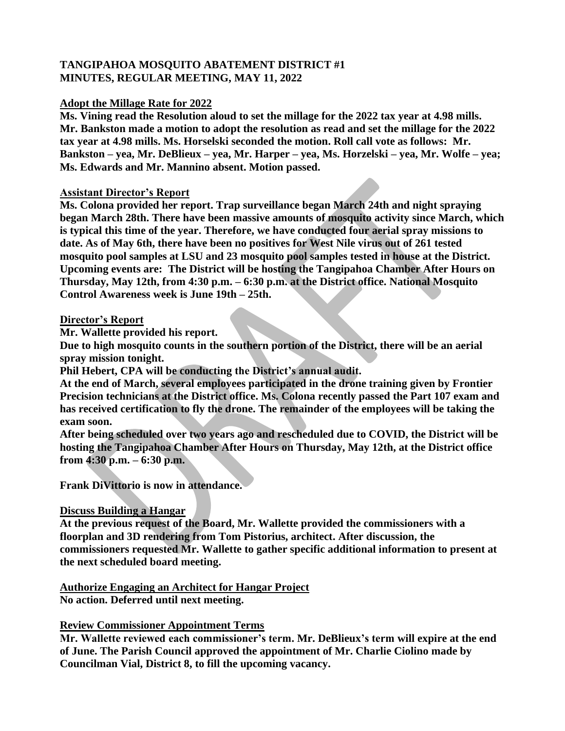**TANGIPAHOA MOSQUITO ABATEMENT DISTRICT #1**
**MINUTES, REGULAR MEETING, MAY 11, 2022**

**Adopt the Millage Rate for 2022**

**Ms. Vining read the Resolution aloud to set the millage for the 2022 tax year at 4.98 mills. Mr. Bankston made a motion to adopt the resolution as read and set the millage for the 2022 tax year at 4.98 mills. Ms. Horselski seconded the motion. Roll call vote as follows: Mr. Bankston – yea, Mr. DeBlieux – yea, Mr. Harper – yea, Ms. Horzelski – yea, Mr. Wolfe – yea; Ms. Edwards and Mr. Mannino absent. Motion passed.**

**Assistant Director's Report**

**Ms. Colona provided her report. Trap surveillance began March 24th and night spraying began March 28th. There have been massive amounts of mosquito activity since March, which is typical this time of the year. Therefore, we have conducted four aerial spray missions to date. As of May 6th, there have been no positives for West Nile virus out of 261 tested mosquito pool samples at LSU and 23 mosquito pool samples tested in house at the District. Upcoming events are: The District will be hosting the Tangipahoa Chamber After Hours on Thursday, May 12th, from 4:30 p.m. – 6:30 p.m. at the District office. National Mosquito Control Awareness week is June 19th – 25th.**

**Director's Report**

**Mr. Wallette provided his report.**

**Due to high mosquito counts in the southern portion of the District, there will be an aerial spray mission tonight.**

**Phil Hebert, CPA will be conducting the District's annual audit.**

**At the end of March, several employees participated in the drone training given by Frontier Precision technicians at the District office. Ms. Colona recently passed the Part 107 exam and has received certification to fly the drone. The remainder of the employees will be taking the exam soon.**

**After being scheduled over two years ago and rescheduled due to COVID, the District will be hosting the Tangipahoa Chamber After Hours on Thursday, May 12th, at the District office from 4:30 p.m. – 6:30 p.m.**

**Frank DiVittorio is now in attendance.**

**Discuss Building a Hangar**

**At the previous request of the Board, Mr. Wallette provided the commissioners with a floorplan and 3D rendering from Tom Pistorius, architect. After discussion, the commissioners requested Mr. Wallette to gather specific additional information to present at the next scheduled board meeting.**

**Authorize Engaging an Architect for Hangar Project**

**No action. Deferred until next meeting.**

**Review Commissioner Appointment Terms**

**Mr. Wallette reviewed each commissioner's term. Mr. DeBlieux's term will expire at the end of June. The Parish Council approved the appointment of Mr. Charlie Ciolino made by Councilman Vial, District 8, to fill the upcoming vacancy.**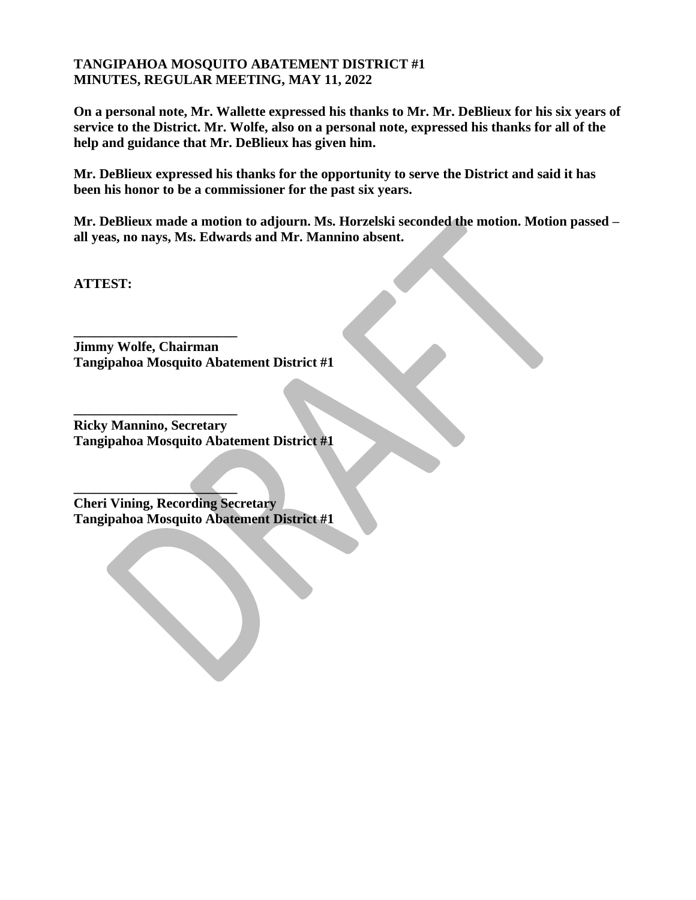**TANGIPAHOA MOSQUITO ABATEMENT DISTRICT #1**
**MINUTES, REGULAR MEETING, MAY 11, 2022**

**On a personal note, Mr. Wallette expressed his thanks to Mr. Mr. DeBlieux for his six years of service to the District. Mr. Wolfe, also on a personal note, expressed his thanks for all of the help and guidance that Mr. DeBlieux has given him.**

**Mr. DeBlieux expressed his thanks for the opportunity to serve the District and said it has been his honor to be a commissioner for the past six years.**

**Mr. DeBlieux made a motion to adjourn. Ms. Horzelski seconded the motion. Motion passed – all yeas, no nays, Ms. Edwards and Mr. Mannino absent.**

**ATTEST:**

**________________________**
**Jimmy Wolfe, Chairman**
**Tangipahoa Mosquito Abatement District #1**

**________________________**
**Ricky Mannino, Secretary**
**Tangipahoa Mosquito Abatement District #1**

**________________________**
**Cheri Vining, Recording Secretary**
**Tangipahoa Mosquito Abatement District #1**

DRAFT